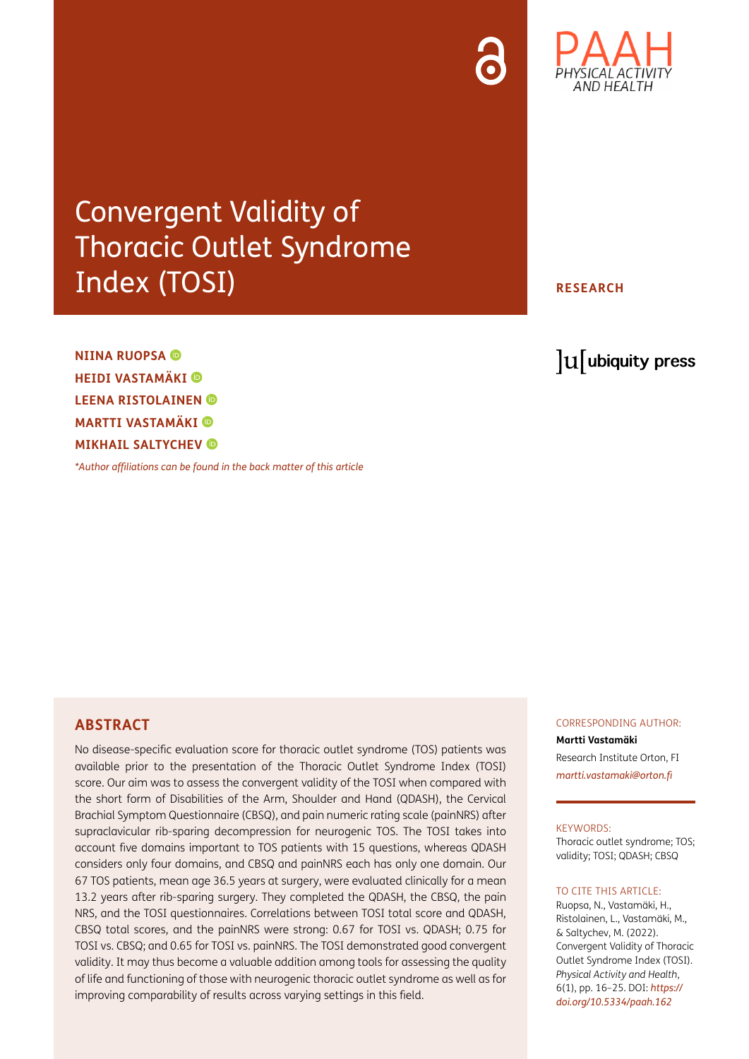# Convergent Validity of Thoracic Outlet Syndrome Index (TOSI)

**RESEARCH**

**NIINA RUOPSA**
**HEIDI VASTAMÄKI**
**LEENA RISTOLAINEN**
**MARTTI VASTAMÄKI**
**MIKHAIL SALTYCHEV**

*\*Author affiliations can be found in the back matter of this article*

## ABSTRACT

No disease-specific evaluation score for thoracic outlet syndrome (TOS) patients was available prior to the presentation of the Thoracic Outlet Syndrome Index (TOSI) score. Our aim was to assess the convergent validity of the TOSI when compared with the short form of Disabilities of the Arm, Shoulder and Hand (QDASH), the Cervical Brachial Symptom Questionnaire (CBSQ), and pain numeric rating scale (painNRS) after supraclavicular rib-sparing decompression for neurogenic TOS. The TOSI takes into account five domains important to TOS patients with 15 questions, whereas QDASH considers only four domains, and CBSQ and painNRS each has only one domain. Our 67 TOS patients, mean age 36.5 years at surgery, were evaluated clinically for a mean 13.2 years after rib-sparing surgery. They completed the QDASH, the CBSQ, the pain NRS, and the TOSI questionnaires. Correlations between TOSI total score and QDASH, CBSQ total scores, and the painNRS were strong: 0.67 for TOSI vs. QDASH; 0.75 for TOSI vs. CBSQ; and 0.65 for TOSI vs. painNRS. The TOSI demonstrated good convergent validity. It may thus become a valuable addition among tools for assessing the quality of life and functioning of those with neurogenic thoracic outlet syndrome as well as for improving comparability of results across varying settings in this field.

CORRESPONDING AUTHOR:
**Martti Vastamäki**
Research Institute Orton, FI
*martti.vastamaki@orton.fi*

KEYWORDS:
Thoracic outlet syndrome; TOS; validity; TOSI; QDASH; CBSQ

TO CITE THIS ARTICLE:
Ruopsa, N., Vastamäki, H., Ristolainen, L., Vastamäki, M., & Saltychev, M. (2022). Convergent Validity of Thoracic Outlet Syndrome Index (TOSI). *Physical Activity and Health*, 6(1), pp. 16–25. DOI: *https://doi.org/10.5334/paah.162*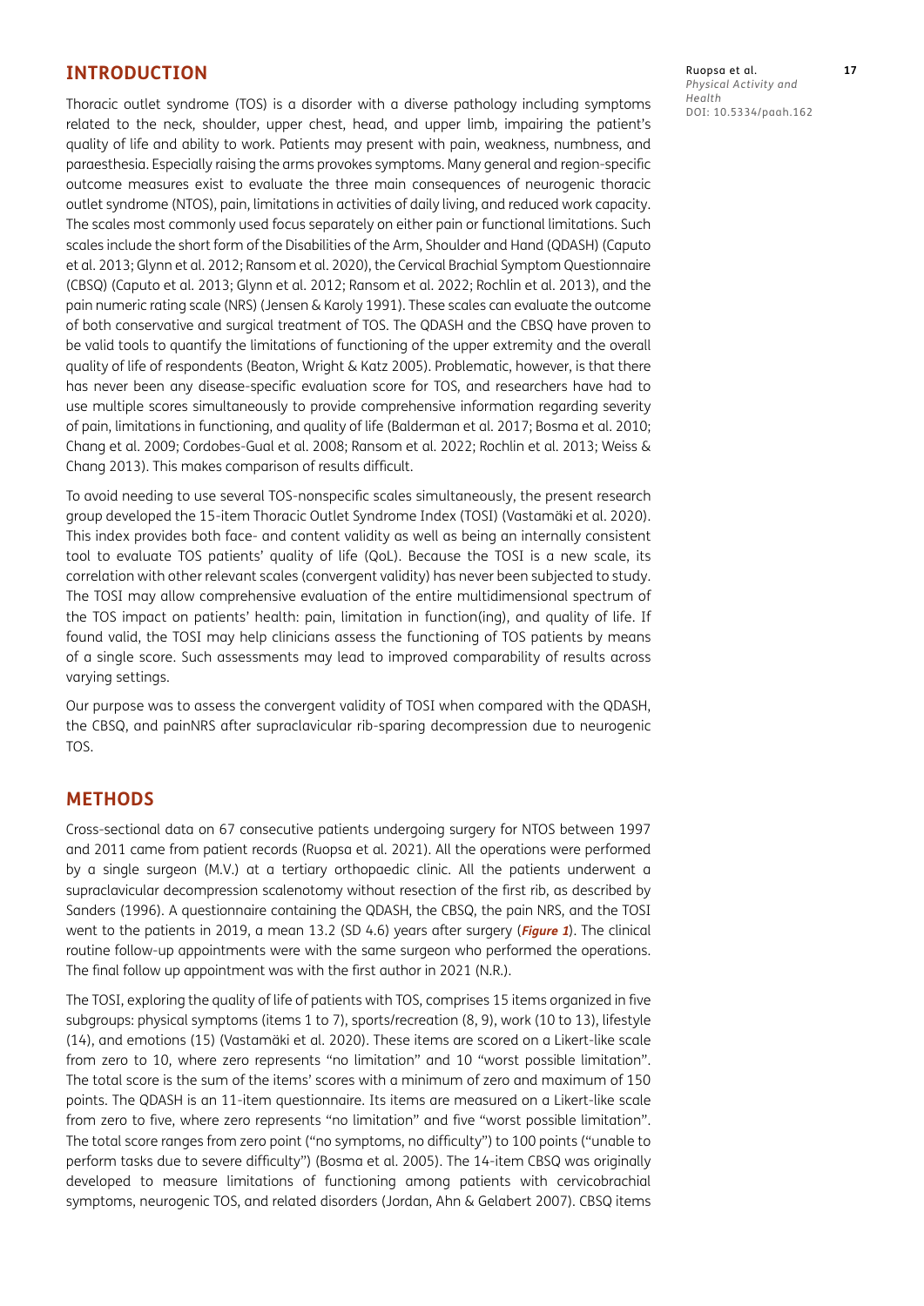## INTRODUCTION

Thoracic outlet syndrome (TOS) is a disorder with a diverse pathology including symptoms related to the neck, shoulder, upper chest, head, and upper limb, impairing the patient's quality of life and ability to work. Patients may present with pain, weakness, numbness, and paraesthesia. Especially raising the arms provokes symptoms. Many general and region-specific outcome measures exist to evaluate the three main consequences of neurogenic thoracic outlet syndrome (NTOS), pain, limitations in activities of daily living, and reduced work capacity. The scales most commonly used focus separately on either pain or functional limitations. Such scales include the short form of the Disabilities of the Arm, Shoulder and Hand (QDASH) (Caputo et al. 2013; Glynn et al. 2012; Ransom et al. 2020), the Cervical Brachial Symptom Questionnaire (CBSQ) (Caputo et al. 2013; Glynn et al. 2012; Ransom et al. 2022; Rochlin et al. 2013), and the pain numeric rating scale (NRS) (Jensen & Karoly 1991). These scales can evaluate the outcome of both conservative and surgical treatment of TOS. The QDASH and the CBSQ have proven to be valid tools to quantify the limitations of functioning of the upper extremity and the overall quality of life of respondents (Beaton, Wright & Katz 2005). Problematic, however, is that there has never been any disease-specific evaluation score for TOS, and researchers have had to use multiple scores simultaneously to provide comprehensive information regarding severity of pain, limitations in functioning, and quality of life (Balderman et al. 2017; Bosma et al. 2010; Chang et al. 2009; Cordobes-Gual et al. 2008; Ransom et al. 2022; Rochlin et al. 2013; Weiss & Chang 2013). This makes comparison of results difficult.

To avoid needing to use several TOS-nonspecific scales simultaneously, the present research group developed the 15-item Thoracic Outlet Syndrome Index (TOSI) (Vastamäki et al. 2020). This index provides both face- and content validity as well as being an internally consistent tool to evaluate TOS patients' quality of life (QoL). Because the TOSI is a new scale, its correlation with other relevant scales (convergent validity) has never been subjected to study. The TOSI may allow comprehensive evaluation of the entire multidimensional spectrum of the TOS impact on patients' health: pain, limitation in function(ing), and quality of life. If found valid, the TOSI may help clinicians assess the functioning of TOS patients by means of a single score. Such assessments may lead to improved comparability of results across varying settings.

Our purpose was to assess the convergent validity of TOSI when compared with the QDASH, the CBSQ, and painNRS after supraclavicular rib-sparing decompression due to neurogenic TOS.

## METHODS

Cross-sectional data on 67 consecutive patients undergoing surgery for NTOS between 1997 and 2011 came from patient records (Ruopsa et al. 2021). All the operations were performed by a single surgeon (M.V.) at a tertiary orthopaedic clinic. All the patients underwent a supraclavicular decompression scalenotomy without resection of the first rib, as described by Sanders (1996). A questionnaire containing the QDASH, the CBSQ, the pain NRS, and the TOSI went to the patients in 2019, a mean 13.2 (SD 4.6) years after surgery (***Figure 1***). The clinical routine follow-up appointments were with the same surgeon who performed the operations. The final follow up appointment was with the first author in 2021 (N.R.).

The TOSI, exploring the quality of life of patients with TOS, comprises 15 items organized in five subgroups: physical symptoms (items 1 to 7), sports/recreation (8, 9), work (10 to 13), lifestyle (14), and emotions (15) (Vastamäki et al. 2020). These items are scored on a Likert-like scale from zero to 10, where zero represents "no limitation" and 10 "worst possible limitation". The total score is the sum of the items' scores with a minimum of zero and maximum of 150 points. The QDASH is an 11-item questionnaire. Its items are measured on a Likert-like scale from zero to five, where zero represents "no limitation" and five "worst possible limitation". The total score ranges from zero point ("no symptoms, no difficulty") to 100 points ("unable to perform tasks due to severe difficulty") (Bosma et al. 2005). The 14-item CBSQ was originally developed to measure limitations of functioning among patients with cervicobrachial symptoms, neurogenic TOS, and related disorders (Jordan, Ahn & Gelabert 2007). CBSQ items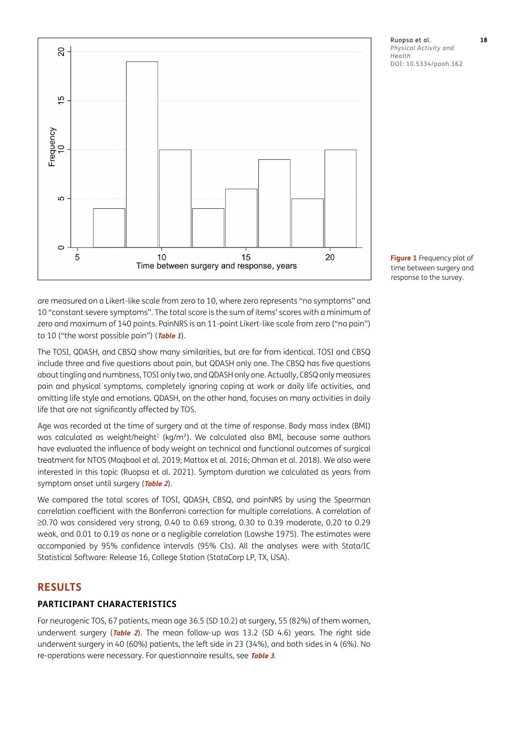Figure 1 Frequency plot of time between surgery and response to the survey.

are measured on a Likert-like scale from zero to 10, where zero represents "no symptoms" and 10 "constant severe symptoms". The total score is the sum of items' scores with a minimum of zero and maximum of 140 points. PainNRS is an 11-point Likert-like scale from zero ("no pain") to 10 ("the worst possible pain") (***Table 1***).

The TOSI, QDASH, and CBSQ show many similarities, but are far from identical. TOSI and CBSQ include three and five questions about pain, but QDASH only one. The CBSQ has five questions about tingling and numbness, TOSI only two, and QDASH only one. Actually, CBSQ only measures pain and physical symptoms, completely ignoring coping at work or daily life activities, and omitting life style and emotions. QDASH, on the other hand, focuses on many activities in daily life that are not significantly affected by TOS.

Age was recorded at the time of surgery and at the time of response. Body mass index (BMI) was calculated as weight/height$^2$ (kg/m$^2$). We calculated also BMI, because some authors have evaluated the influence of body weight on technical and functional outcomes of surgical treatment for NTOS (Maqbool et al. 2019; Mattox et al. 2016; Ohman et al. 2018). We also were interested in this topic (Ruopsa et al. 2021). Symptom duration we calculated as years from symptom onset until surgery (***Table 2***).

We compared the total scores of TOSI, QDASH, CBSQ, and painNRS by using the Spearman correlation coefficient with the Bonferroni correction for multiple correlations. A correlation of ≥0.70 was considered very strong, 0.40 to 0.69 strong, 0.30 to 0.39 moderate, 0.20 to 0.29 weak, and 0.01 to 0.19 as none or a negligible correlation (Lawshe 1975). The estimates were accompanied by 95% confidence intervals (95% CIs). All the analyses were with Stata/IC Statistical Software: Release 16, College Station (StataCorp LP, TX, USA).

## RESULTS

### PARTICIPANT CHARACTERISTICS

For neurogenic TOS, 67 patients, mean age 36.5 (SD 10.2) at surgery, 55 (82%) of them women, underwent surgery (***Table 2***). The mean follow-up was 13.2 (SD 4.6) years. The right side underwent surgery in 40 (60%) patients, the left side in 23 (34%), and both sides in 4 (6%). No re-operations were necessary. For questionnaire results, see ***Table 3***.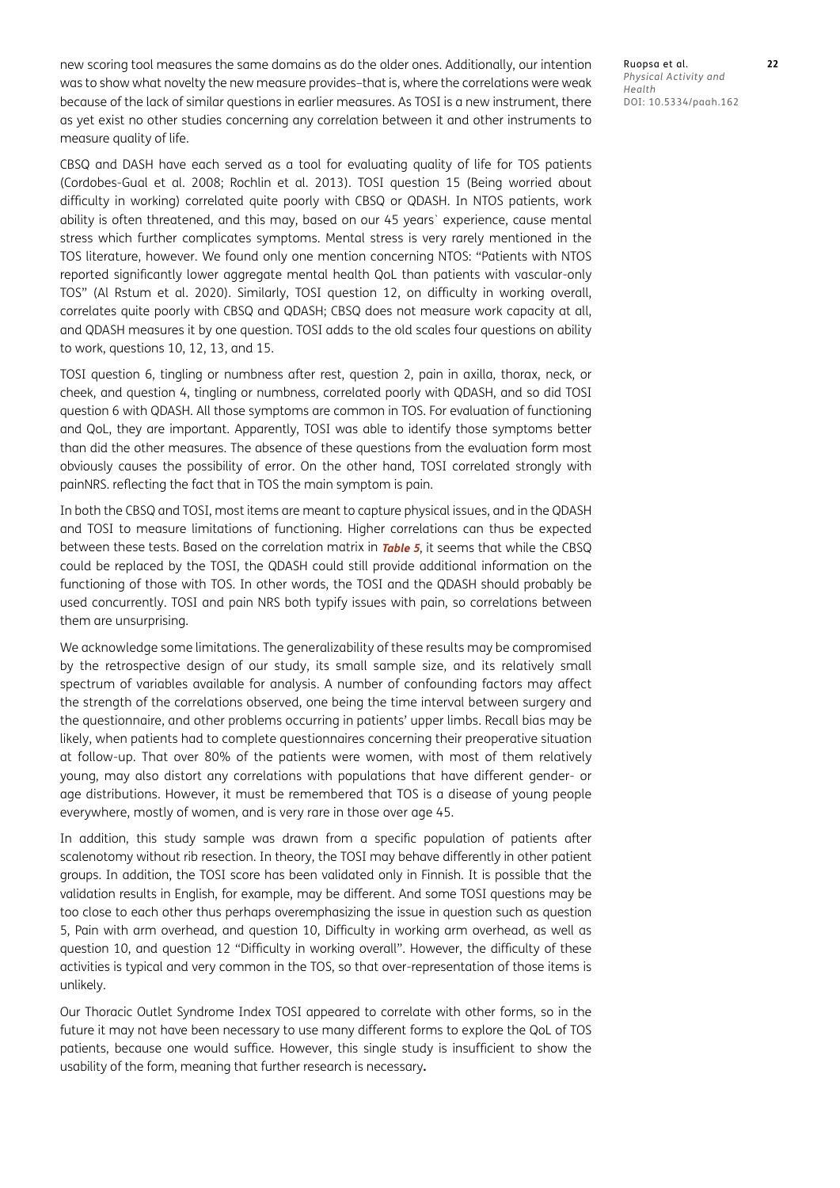new scoring tool measures the same domains as do the older ones. Additionally, our intention was to show what novelty the new measure provides–that is, where the correlations were weak because of the lack of similar questions in earlier measures. As TOSI is a new instrument, there as yet exist no other studies concerning any correlation between it and other instruments to measure quality of life.

CBSQ and DASH have each served as a tool for evaluating quality of life for TOS patients (Cordobes-Gual et al. 2008; Rochlin et al. 2013). TOSI question 15 (Being worried about difficulty in working) correlated quite poorly with CBSQ or QDASH. In NTOS patients, work ability is often threatened, and this may, based on our 45 years` experience, cause mental stress which further complicates symptoms. Mental stress is very rarely mentioned in the TOS literature, however. We found only one mention concerning NTOS: "Patients with NTOS reported significantly lower aggregate mental health QoL than patients with vascular-only TOS" (Al Rstum et al. 2020). Similarly, TOSI question 12, on difficulty in working overall, correlates quite poorly with CBSQ and QDASH; CBSQ does not measure work capacity at all, and QDASH measures it by one question. TOSI adds to the old scales four questions on ability to work, questions 10, 12, 13, and 15.

TOSI question 6, tingling or numbness after rest, question 2, pain in axilla, thorax, neck, or cheek, and question 4, tingling or numbness, correlated poorly with QDASH, and so did TOSI question 6 with QDASH. All those symptoms are common in TOS. For evaluation of functioning and QoL, they are important. Apparently, TOSI was able to identify those symptoms better than did the other measures. The absence of these questions from the evaluation form most obviously causes the possibility of error. On the other hand, TOSI correlated strongly with painNRS. reflecting the fact that in TOS the main symptom is pain.

In both the CBSQ and TOSI, most items are meant to capture physical issues, and in the QDASH and TOSI to measure limitations of functioning. Higher correlations can thus be expected between these tests. Based on the correlation matrix in ***Table 5***, it seems that while the CBSQ could be replaced by the TOSI, the QDASH could still provide additional information on the functioning of those with TOS. In other words, the TOSI and the QDASH should probably be used concurrently. TOSI and pain NRS both typify issues with pain, so correlations between them are unsurprising.

We acknowledge some limitations. The generalizability of these results may be compromised by the retrospective design of our study, its small sample size, and its relatively small spectrum of variables available for analysis. A number of confounding factors may affect the strength of the correlations observed, one being the time interval between surgery and the questionnaire, and other problems occurring in patients' upper limbs. Recall bias may be likely, when patients had to complete questionnaires concerning their preoperative situation at follow-up. That over 80% of the patients were women, with most of them relatively young, may also distort any correlations with populations that have different gender- or age distributions. However, it must be remembered that TOS is a disease of young people everywhere, mostly of women, and is very rare in those over age 45.

In addition, this study sample was drawn from a specific population of patients after scalenotomy without rib resection. In theory, the TOSI may behave differently in other patient groups. In addition, the TOSI score has been validated only in Finnish. It is possible that the validation results in English, for example, may be different. And some TOSI questions may be too close to each other thus perhaps overemphasizing the issue in question such as question 5, Pain with arm overhead, and question 10, Difficulty in working arm overhead, as well as question 10, and question 12 "Difficulty in working overall". However, the difficulty of these activities is typical and very common in the TOS, so that over-representation of those items is unlikely.

Our Thoracic Outlet Syndrome Index TOSI appeared to correlate with other forms, so in the future it may not have been necessary to use many different forms to explore the QoL of TOS patients, because one would suffice. However, this single study is insufficient to show the usability of the form, meaning that further research is necessary**.**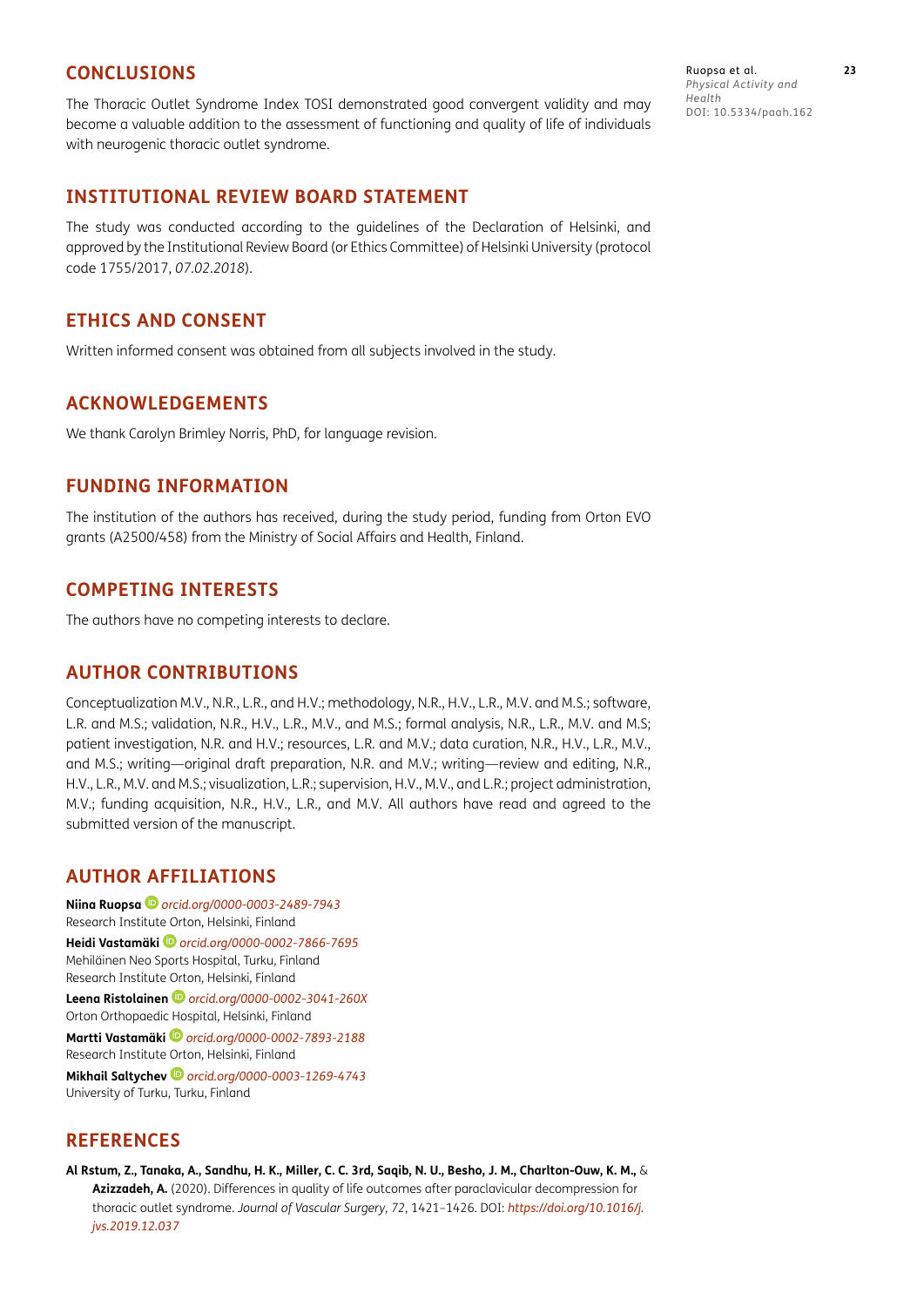## CONCLUSIONS

The Thoracic Outlet Syndrome Index TOSI demonstrated good convergent validity and may become a valuable addition to the assessment of functioning and quality of life of individuals with neurogenic thoracic outlet syndrome.

## INSTITUTIONAL REVIEW BOARD STATEMENT

The study was conducted according to the guidelines of the Declaration of Helsinki, and approved by the Institutional Review Board (or Ethics Committee) of Helsinki University (protocol code 1755/2017, *07.02.2018*).

## ETHICS AND CONSENT

Written informed consent was obtained from all subjects involved in the study.

## ACKNOWLEDGEMENTS

We thank Carolyn Brimley Norris, PhD, for language revision.

## FUNDING INFORMATION

The institution of the authors has received, during the study period, funding from Orton EVO grants (A2500/458) from the Ministry of Social Affairs and Health, Finland.

## COMPETING INTERESTS

The authors have no competing interests to declare.

## AUTHOR CONTRIBUTIONS

Conceptualization M.V., N.R., L.R., and H.V.; methodology, N.R., H.V., L.R., M.V. and M.S.; software, L.R. and M.S.; validation, N.R., H.V., L.R., M.V., and M.S.; formal analysis, N.R., L.R., M.V. and M.S; patient investigation, N.R. and H.V.; resources, L.R. and M.V.; data curation, N.R., H.V., L.R., M.V., and M.S.; writing—original draft preparation, N.R. and M.V.; writing—review and editing, N.R., H.V., L.R., M.V. and M.S.; visualization, L.R.; supervision, H.V., M.V., and L.R.; project administration, M.V.; funding acquisition, N.R., H.V., L.R., and M.V. All authors have read and agreed to the submitted version of the manuscript.

## AUTHOR AFFILIATIONS

**Niina Ruopsa** *orcid.org/0000-0003-2489-7943*
Research Institute Orton, Helsinki, Finland

**Heidi Vastamäki** *orcid.org/0000-0002-7866-7695*
Mehiläinen Neo Sports Hospital, Turku, Finland
Research Institute Orton, Helsinki, Finland

**Leena Ristolainen** *orcid.org/0000-0002-3041-260X*
Orton Orthopaedic Hospital, Helsinki, Finland

**Martti Vastamäki** *orcid.org/0000-0002-7893-2188*
Research Institute Orton, Helsinki, Finland

**Mikhail Saltychev** *orcid.org/0000-0003-1269-4743*
University of Turku, Turku, Finland

## REFERENCES

**Al Rstum, Z., Tanaka, A., Sandhu, H. K., Miller, C. C. 3rd, Saqib, N. U., Besho, J. M., Charlton-Ouw, K. M.,** & **Azizzadeh, A.** (2020). Differences in quality of life outcomes after paraclavicular decompression for thoracic outlet syndrome. *Journal of Vascular Surgery*, *72*, 1421–1426. DOI: *https://doi.org/10.1016/j.jvs.2019.12.037*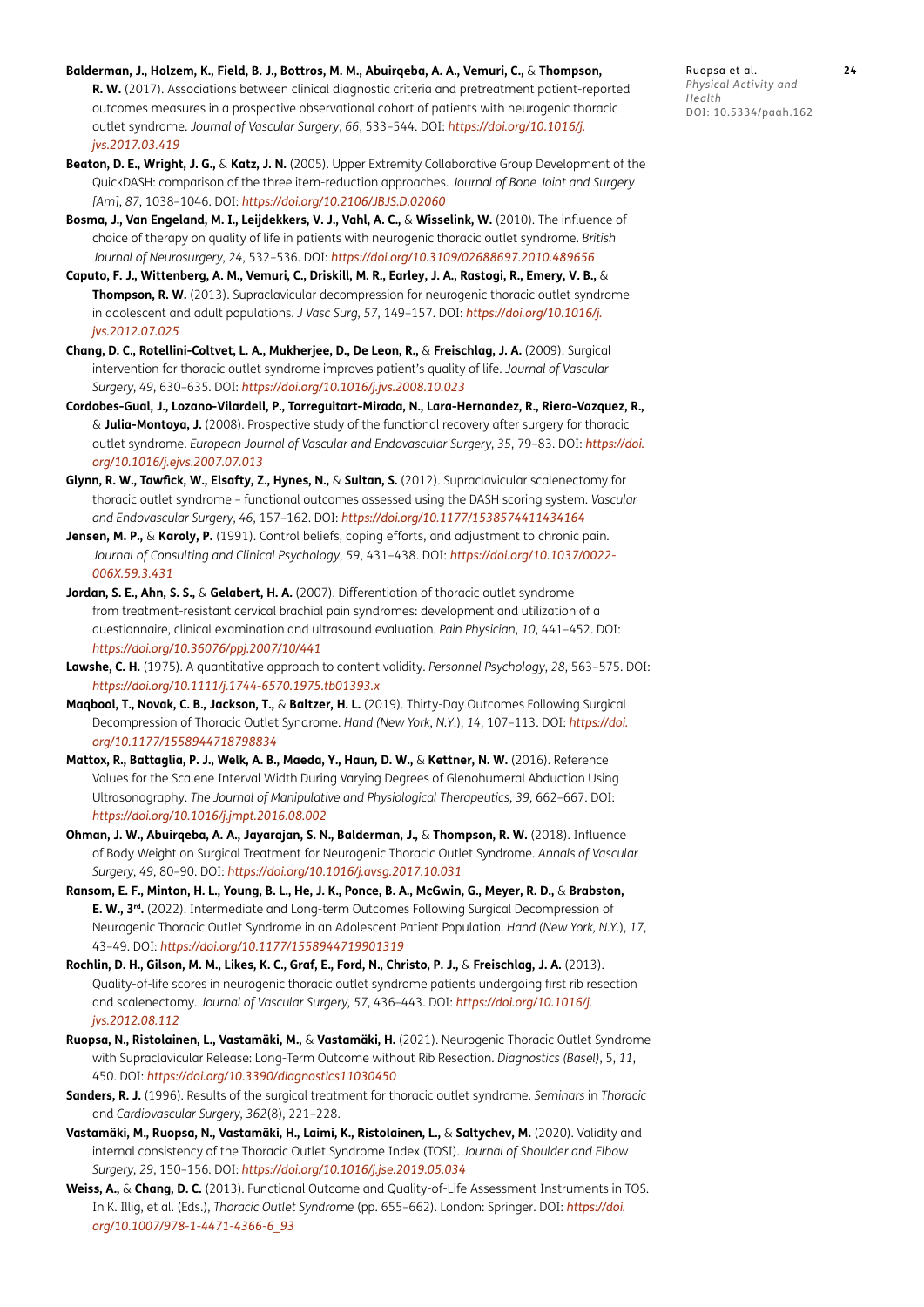**Balderman, J., Holzem, K., Field, B. J., Bottros, M. M., Abuirqeba, A. A., Vemuri, C.,** & **Thompson, R. W.** (2017). Associations between clinical diagnostic criteria and pretreatment patient-reported outcomes measures in a prospective observational cohort of patients with neurogenic thoracic outlet syndrome. *Journal of Vascular Surgery*, *66*, 533–544. DOI: *https://doi.org/10.1016/j.jvs.2017.03.419*

**Beaton, D. E., Wright, J. G.,** & **Katz, J. N.** (2005). Upper Extremity Collaborative Group Development of the QuickDASH: comparison of the three item-reduction approaches. *Journal of Bone Joint and Surgery [Am]*, *87*, 1038–1046. DOI: *https://doi.org/10.2106/JBJS.D.02060*

**Bosma, J., Van Engeland, M. I., Leijdekkers, V. J., Vahl, A. C.,** & **Wisselink, W.** (2010). The influence of choice of therapy on quality of life in patients with neurogenic thoracic outlet syndrome. *British Journal of Neurosurgery*, *24*, 532–536. DOI: *https://doi.org/10.3109/02688697.2010.489656*

**Caputo, F. J., Wittenberg, A. M., Vemuri, C., Driskill, M. R., Earley, J. A., Rastogi, R., Emery, V. B.,** & **Thompson, R. W.** (2013). Supraclavicular decompression for neurogenic thoracic outlet syndrome in adolescent and adult populations. *J Vasc Surg*, *57*, 149–157. DOI: *https://doi.org/10.1016/j.jvs.2012.07.025*

**Chang, D. C., Rotellini-Coltvet, L. A., Mukherjee, D., De Leon, R.,** & **Freischlag, J. A.** (2009). Surgical intervention for thoracic outlet syndrome improves patient's quality of life. *Journal of Vascular Surgery*, *49*, 630–635. DOI: *https://doi.org/10.1016/j.jvs.2008.10.023*

**Cordobes-Gual, J., Lozano-Vilardell, P., Torreguitart-Mirada, N., Lara-Hernandez, R., Riera-Vazquez, R.,** & **Julia-Montoya, J.** (2008). Prospective study of the functional recovery after surgery for thoracic outlet syndrome. *European Journal of Vascular and Endovascular Surgery*, *35*, 79–83. DOI: *https://doi.org/10.1016/j.ejvs.2007.07.013*

**Glynn, R. W., Tawfick, W., Elsafty, Z., Hynes, N.,** & **Sultan, S.** (2012). Supraclavicular scalenectomy for thoracic outlet syndrome – functional outcomes assessed using the DASH scoring system. *Vascular and Endovascular Surgery*, *46*, 157–162. DOI: *https://doi.org/10.1177/1538574411434164*

**Jensen, M. P.,** & **Karoly, P.** (1991). Control beliefs, coping efforts, and adjustment to chronic pain. *Journal of Consulting and Clinical Psychology*, *59*, 431–438. DOI: *https://doi.org/10.1037/0022-006X.59.3.431*

**Jordan, S. E., Ahn, S. S.,** & **Gelabert, H. A.** (2007). Differentiation of thoracic outlet syndrome from treatment-resistant cervical brachial pain syndromes: development and utilization of a questionnaire, clinical examination and ultrasound evaluation. *Pain Physician*, *10*, 441–452. DOI: *https://doi.org/10.36076/ppj.2007/10/441*

**Lawshe, C. H.** (1975). A quantitative approach to content validity. *Personnel Psychology*, *28*, 563–575. DOI: *https://doi.org/10.1111/j.1744-6570.1975.tb01393.x*

**Maqbool, T., Novak, C. B., Jackson, T.,** & **Baltzer, H. L.** (2019). Thirty-Day Outcomes Following Surgical Decompression of Thoracic Outlet Syndrome. *Hand (New York, N.Y.)*, *14*, 107–113. DOI: *https://doi.org/10.1177/1558944718798834*

**Mattox, R., Battaglia, P. J., Welk, A. B., Maeda, Y., Haun, D. W.,** & **Kettner, N. W.** (2016). Reference Values for the Scalene Interval Width During Varying Degrees of Glenohumeral Abduction Using Ultrasonography. *The Journal of Manipulative and Physiological Therapeutics*, *39*, 662–667. DOI: *https://doi.org/10.1016/j.jmpt.2016.08.002*

**Ohman, J. W., Abuirqeba, A. A., Jayarajan, S. N., Balderman, J.,** & **Thompson, R. W.** (2018). Influence of Body Weight on Surgical Treatment for Neurogenic Thoracic Outlet Syndrome. *Annals of Vascular Surgery*, *49*, 80–90. DOI: *https://doi.org/10.1016/j.avsg.2017.10.031*

**Ransom, E. F., Minton, H. L., Young, B. L., He, J. K., Ponce, B. A., McGwin, G., Meyer, R. D.,** & **Brabston, E. W., 3rd.** (2022). Intermediate and Long-term Outcomes Following Surgical Decompression of Neurogenic Thoracic Outlet Syndrome in an Adolescent Patient Population. *Hand (New York, N.Y.)*, *17*, 43–49. DOI: *https://doi.org/10.1177/1558944719901319*

**Rochlin, D. H., Gilson, M. M., Likes, K. C., Graf, E., Ford, N., Christo, P. J.,** & **Freischlag, J. A.** (2013). Quality-of-life scores in neurogenic thoracic outlet syndrome patients undergoing first rib resection and scalenectomy. *Journal of Vascular Surgery*, *57*, 436–443. DOI: *https://doi.org/10.1016/j.jvs.2012.08.112*

**Ruopsa, N., Ristolainen, L., Vastamäki, M.,** & **Vastamäki, H.** (2021). Neurogenic Thoracic Outlet Syndrome with Supraclavicular Release: Long-Term Outcome without Rib Resection. *Diagnostics (Basel)*, 5, *11*, 450. DOI: *https://doi.org/10.3390/diagnostics11030450*

**Sanders, R. J.** (1996). Results of the surgical treatment for thoracic outlet syndrome. *Seminars* in *Thoracic* and *Cardiovascular Surgery*, *362*(8), 221–228.

**Vastamäki, M., Ruopsa, N., Vastamäki, H., Laimi, K., Ristolainen, L.,** & **Saltychev, M.** (2020). Validity and internal consistency of the Thoracic Outlet Syndrome Index (TOSI). *Journal of Shoulder and Elbow Surgery*, *29*, 150–156. DOI: *https://doi.org/10.1016/j.jse.2019.05.034*

**Weiss, A.,** & **Chang, D. C.** (2013). Functional Outcome and Quality-of-Life Assessment Instruments in TOS. In K. Illig, et al. (Eds.), *Thoracic Outlet Syndrome* (pp. 655–662). London: Springer. DOI: *https://doi.org/10.1007/978-1-4471-4366-6_93*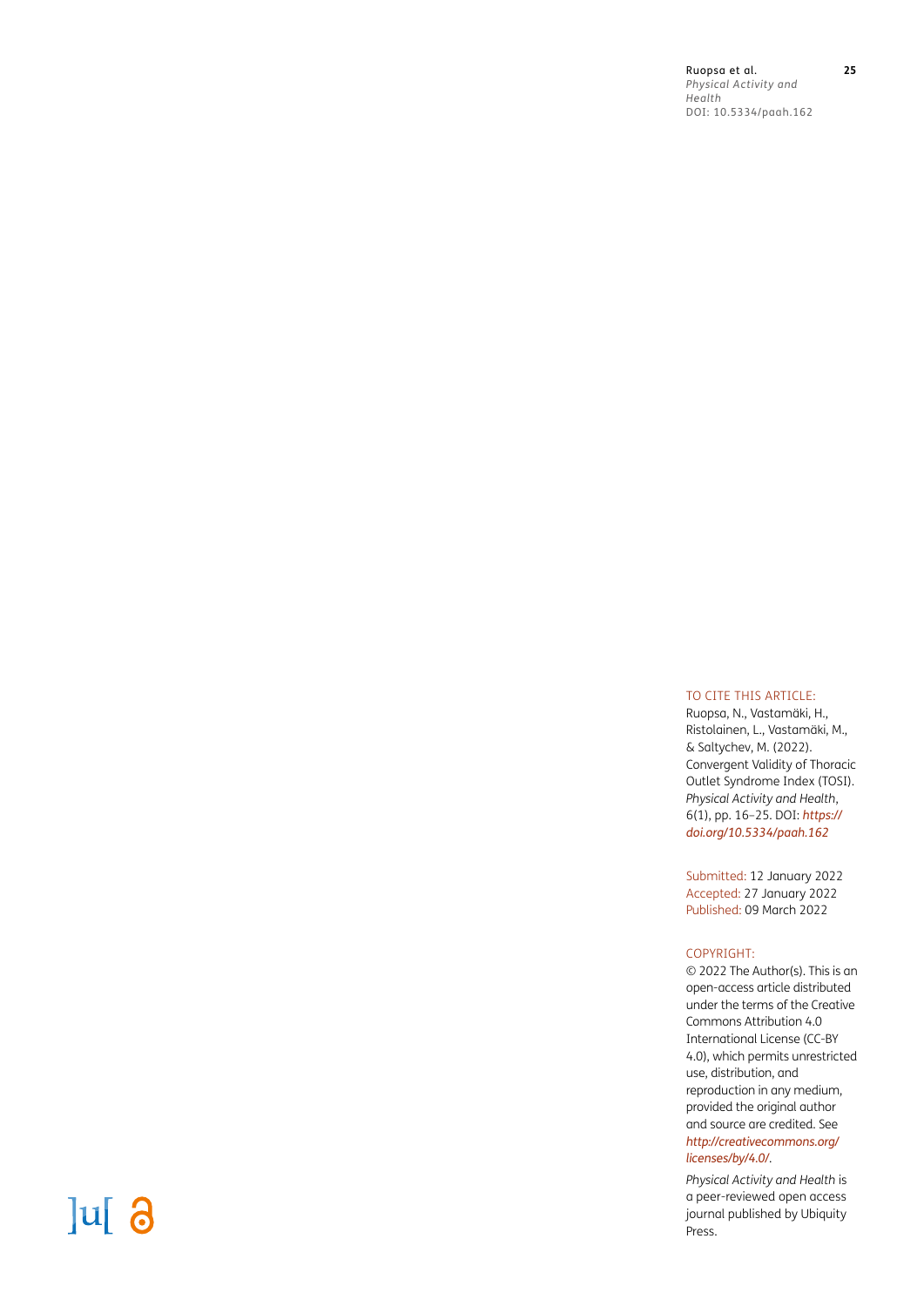TO CITE THIS ARTICLE:

Ruopsa, N., Vastamäki, H., Ristolainen, L., Vastamäki, M., & Saltychev, M. (2022). Convergent Validity of Thoracic Outlet Syndrome Index (TOSI). *Physical Activity and Health*, 6(1), pp. 16–25. DOI: *https://doi.org/10.5334/paah.162*

Submitted: 12 January 2022
Accepted: 27 January 2022
Published: 09 March 2022

COPYRIGHT:

© 2022 The Author(s). This is an open-access article distributed under the terms of the Creative Commons Attribution 4.0 International License (CC-BY 4.0), which permits unrestricted use, distribution, and reproduction in any medium, provided the original author and source are credited. See *http://creativecommons.org/licenses/by/4.0/*.

*Physical Activity and Health* is a peer-reviewed open access journal published by Ubiquity Press.